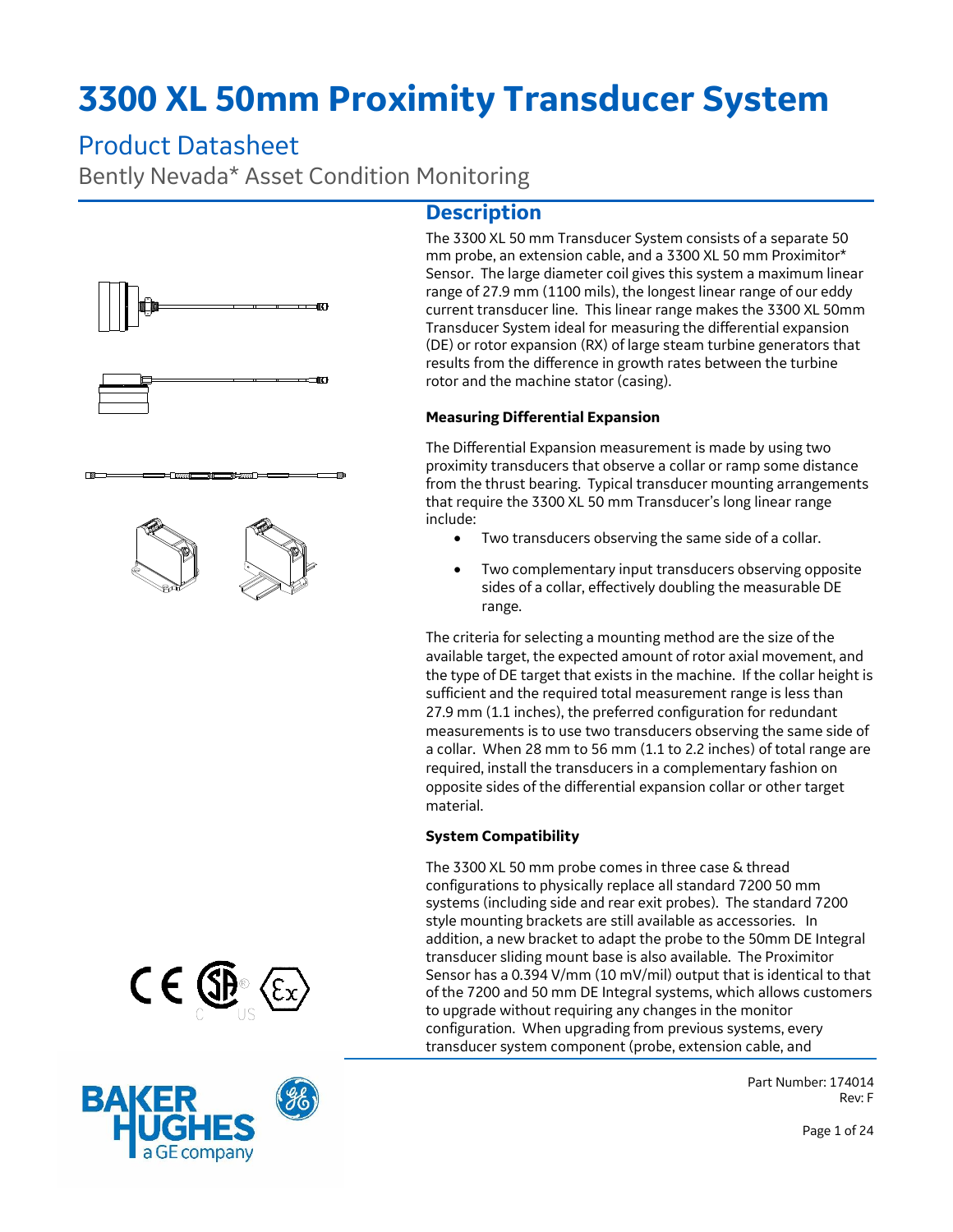# 3300 XL 50mm Proximity Transducer System

## Product Datasheet

Bently Nevada* Asset Condition Monitoring

## Description

The 3300 XL 50 mm Transducer System consists of a separate 50 mm probe, an extension cable, and a 3300 XL 50 mm Proximitor* Sensor. The large diameter coil gives this system a maximum linear range of 27.9 mm (1100 mils), the longest linear range of our eddy current transducer line. This linear range makes the 3300 XL 50mm Transducer System ideal for measuring the differential expansion (DE) or rotor expansion (RX) of large steam turbine generators that results from the difference in growth rates between the turbine rotor and the machine stator (casing).

### Measuring Differential Expansion

The Differential Expansion measurement is made by using two proximity transducers that observe a collar or ramp some distance from the thrust bearing. Typical transducer mounting arrangements that require the 3300 XL 50 mm Transducer's long linear range include:

- Two transducers observing the same side of a collar.
- Two complementary input transducers observing opposite sides of a collar, effectively doubling the measurable DE range.

The criteria for selecting a mounting method are the size of the available target, the expected amount of rotor axial movement, and the type of DE target that exists in the machine. If the collar height is sufficient and the required total measurement range is less than 27.9 mm (1.1 inches), the preferred configuration for redundant measurements is to use two transducers observing the same side of a collar. When 28 mm to 56 mm (1.1 to 2.2 inches) of total range are required, install the transducers in a complementary fashion on opposite sides of the differential expansion collar or other target material.

### System Compatibility

The 3300 XL 50 mm probe comes in three case & thread configurations to physically replace all standard 7200 50 mm systems (including side and rear exit probes). The standard 7200 style mounting brackets are still available as accessories. In addition, a new bracket to adapt the probe to the 50mm DE Integral transducer sliding mount base is also available. The Proximitor Sensor has a 0.394 V/mm (10 mV/mil) output that is identical to that of the 7200 and 50 mm DE Integral systems, which allows customers to upgrade without requiring any changes in the monitor configuration. When upgrading from previous systems, every transducer system component (probe, extension cable, and

Part Number: 174014
Rev: F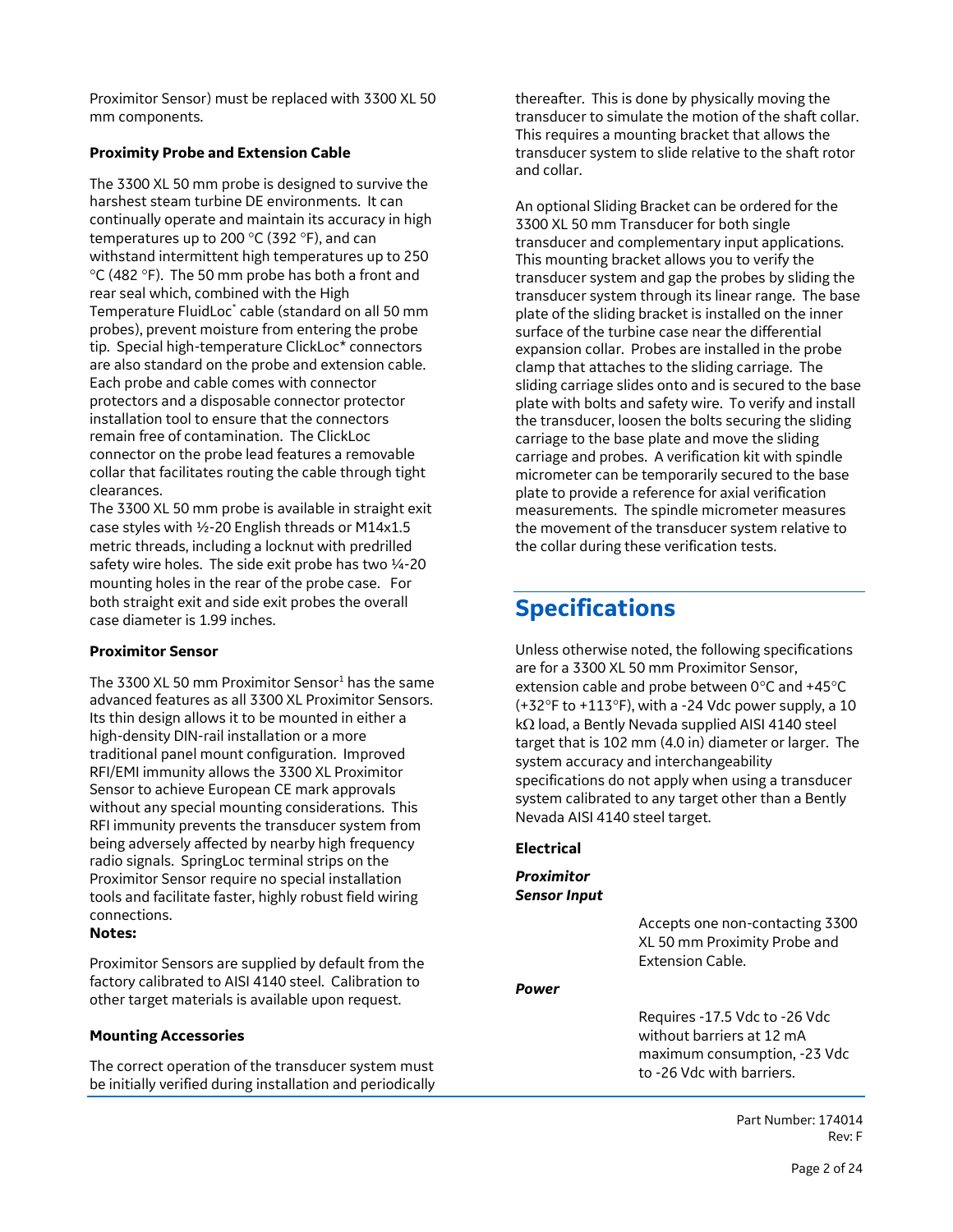Proximitor Sensor) must be replaced with 3300 XL 50 mm components.

**Proximity Probe and Extension Cable**

The 3300 XL 50 mm probe is designed to survive the harshest steam turbine DE environments. It can continually operate and maintain its accuracy in high temperatures up to 200 °C (392 °F), and can withstand intermittent high temperatures up to 250 °C (482 °F). The 50 mm probe has both a front and rear seal which, combined with the High Temperature FluidLoc* cable (standard on all 50 mm probes), prevent moisture from entering the probe tip. Special high-temperature ClickLoc* connectors are also standard on the probe and extension cable. Each probe and cable comes with connector protectors and a disposable connector protector installation tool to ensure that the connectors remain free of contamination. The ClickLoc connector on the probe lead features a removable collar that facilitates routing the cable through tight clearances.

The 3300 XL 50 mm probe is available in straight exit case styles with ½-20 English threads or M14x1.5 metric threads, including a locknut with predrilled safety wire holes. The side exit probe has two ¼-20 mounting holes in the rear of the probe case. For both straight exit and side exit probes the overall case diameter is 1.99 inches.

**Proximitor Sensor**

The 3300 XL 50 mm Proximitor Sensor[1] has the same advanced features as all 3300 XL Proximitor Sensors. Its thin design allows it to be mounted in either a high-density DIN-rail installation or a more traditional panel mount configuration. Improved RFI/EMI immunity allows the 3300 XL Proximitor Sensor to achieve European CE mark approvals without any special mounting considerations. This RFI immunity prevents the transducer system from being adversely affected by nearby high frequency radio signals. SpringLoc terminal strips on the Proximitor Sensor require no special installation tools and facilitate faster, highly robust field wiring connections.

**Notes:**

Proximitor Sensors are supplied by default from the factory calibrated to AISI 4140 steel. Calibration to other target materials is available upon request.

**Mounting Accessories**

The correct operation of the transducer system must be initially verified during installation and periodically thereafter. This is done by physically moving the transducer to simulate the motion of the shaft collar. This requires a mounting bracket that allows the transducer system to slide relative to the shaft rotor and collar.

An optional Sliding Bracket can be ordered for the 3300 XL 50 mm Transducer for both single transducer and complementary input applications. This mounting bracket allows you to verify the transducer system and gap the probes by sliding the transducer system through its linear range. The base plate of the sliding bracket is installed on the inner surface of the turbine case near the differential expansion collar. Probes are installed in the probe clamp that attaches to the sliding carriage. The sliding carriage slides onto and is secured to the base plate with bolts and safety wire. To verify and install the transducer, loosen the bolts securing the sliding carriage to the base plate and move the sliding carriage and probes. A verification kit with spindle micrometer can be temporarily secured to the base plate to provide a reference for axial verification measurements. The spindle micrometer measures the movement of the transducer system relative to the collar during these verification tests.

# Specifications

Unless otherwise noted, the following specifications are for a 3300 XL 50 mm Proximitor Sensor, extension cable and probe between 0°C and +45°C (+32°F to +113°F), with a -24 Vdc power supply, a 10 kΩ load, a Bently Nevada supplied AISI 4140 steel target that is 102 mm (4.0 in) diameter or larger. The system accuracy and interchangeability specifications do not apply when using a transducer system calibrated to any target other than a Bently Nevada AISI 4140 steel target.

**Electrical**

***Proximitor Sensor Input***

Accepts one non-contacting 3300 XL 50 mm Proximity Probe and Extension Cable.

***Power***

Requires -17.5 Vdc to -26 Vdc without barriers at 12 mA maximum consumption, -23 Vdc to -26 Vdc with barriers.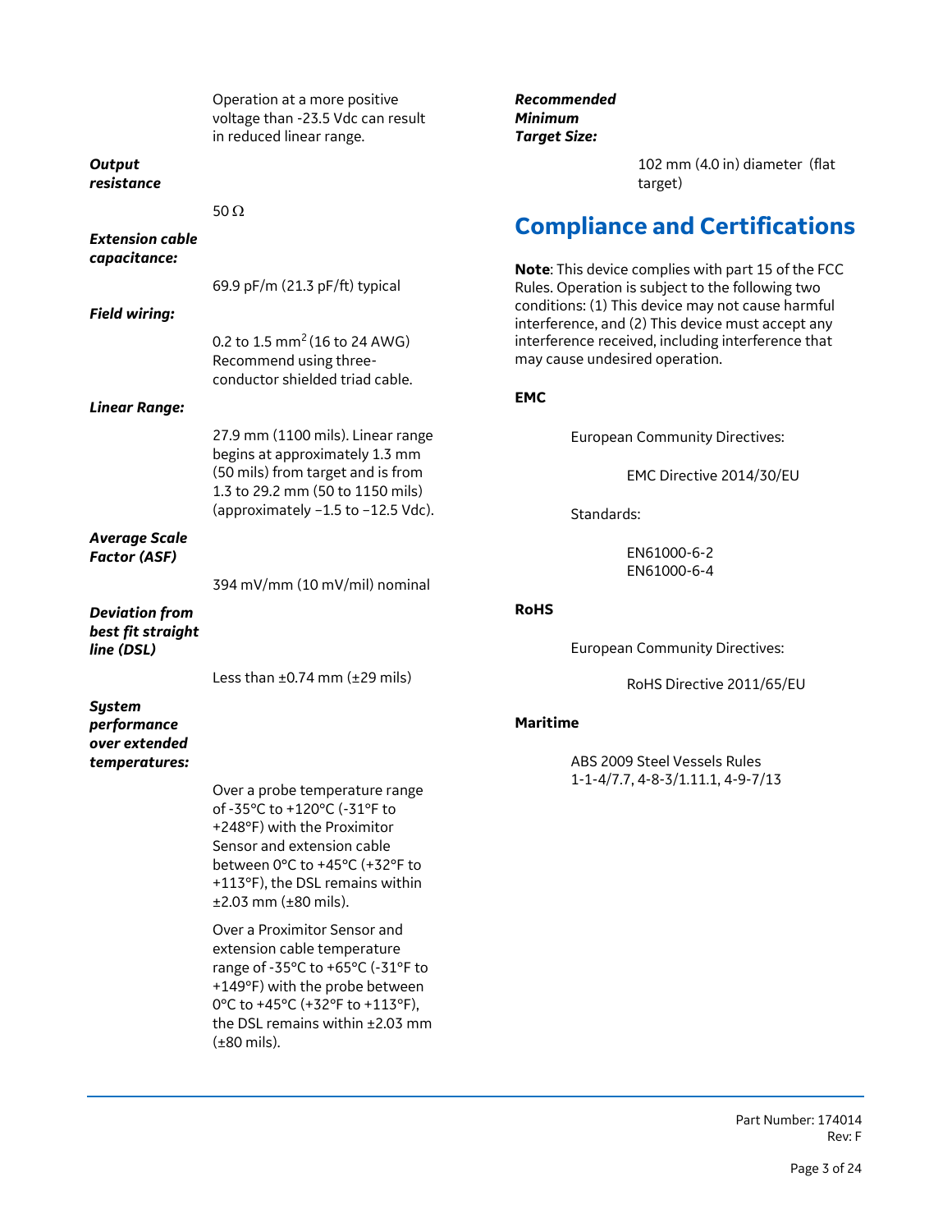Operation at a more positive voltage than -23.5 Vdc can result in reduced linear range.

***Output resistance***

50 Ω

***Extension cable capacitance:***

69.9 pF/m (21.3 pF/ft) typical

***Field wiring:***

0.2 to 1.5 $mm^2$ (16 to 24 AWG) Recommend using three-conductor shielded triad cable.

***Linear Range:***

27.9 mm (1100 mils). Linear range begins at approximately 1.3 mm (50 mils) from target and is from 1.3 to 29.2 mm (50 to 1150 mils) (approximately −1.5 to −12.5 Vdc).

***Average Scale Factor (ASF)***

394 mV/mm (10 mV/mil) nominal

***Deviation from best fit straight line (DSL)***

Less than ±0.74 mm (±29 mils)

***System performance over extended temperatures:***

Over a probe temperature range of -35°C to +120°C (-31°F to +248°F) with the Proximitor Sensor and extension cable between 0°C to +45°C (+32°F to +113°F), the DSL remains within ±2.03 mm (±80 mils).

Over a Proximitor Sensor and extension cable temperature range of -35°C to +65°C (-31°F to +149°F) with the probe between 0°C to +45°C (+32°F to +113°F), the DSL remains within ±2.03 mm (±80 mils).

***Recommended Minimum Target Size:***

102 mm (4.0 in) diameter (flat target)

## Compliance and Certifications

**Note**: This device complies with part 15 of the FCC Rules. Operation is subject to the following two conditions: (1) This device may not cause harmful interference, and (2) This device must accept any interference received, including interference that may cause undesired operation.

**EMC**

European Community Directives:

EMC Directive 2014/30/EU

Standards:

EN61000-6-2
EN61000-6-4

**RoHS**

European Community Directives:

RoHS Directive 2011/65/EU

**Maritime**

ABS 2009 Steel Vessels Rules
1-1-4/7.7, 4-8-3/1.11.1, 4-9-7/13

Part Number: 174014
Rev: F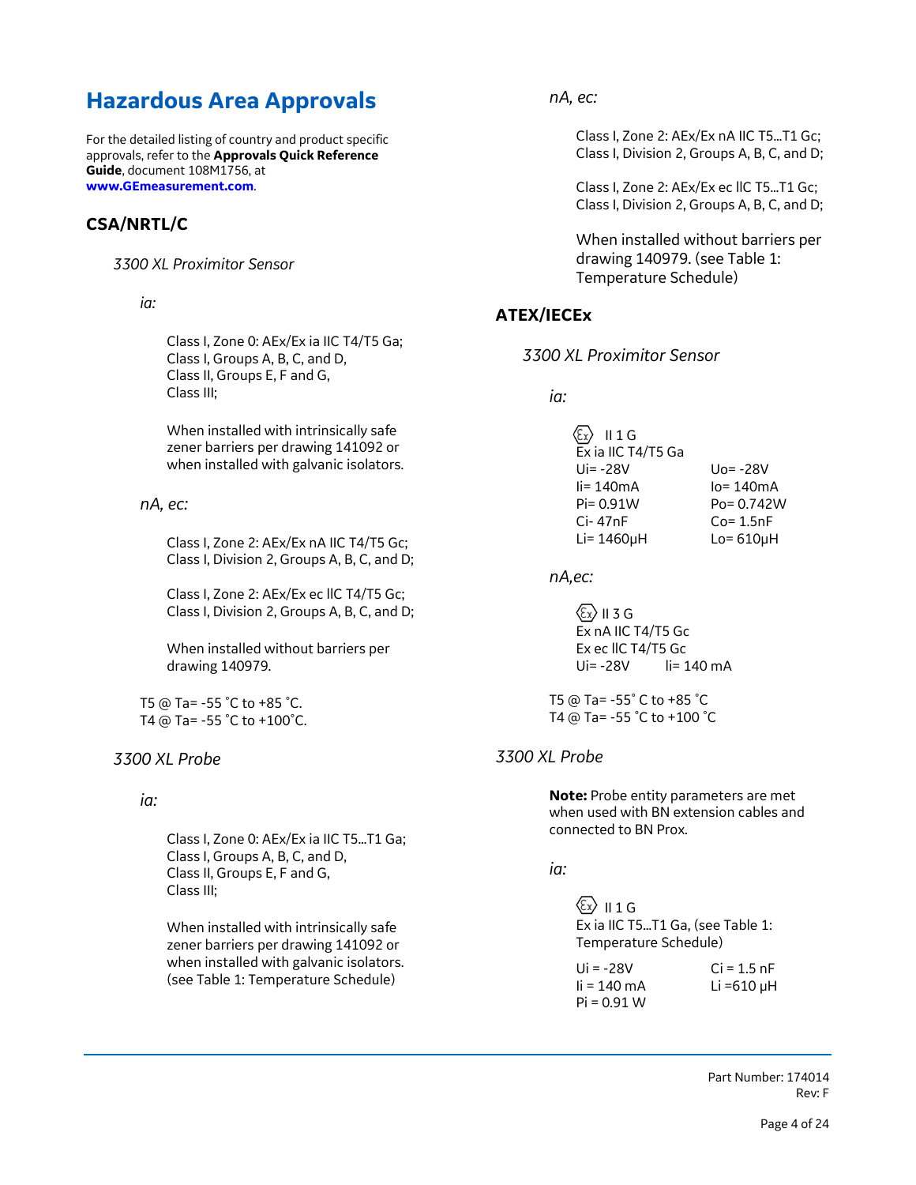# Hazardous Area Approvals

For the detailed listing of country and product specific approvals, refer to the **Approvals Quick Reference Guide**, document 108M1756, at **www.GEmeasurement.com**.

## CSA/NRTL/C

*3300 XL Proximitor Sensor*

*ia:*

Class I, Zone 0: AEx/Ex ia IIC T4/T5 Ga;
Class I, Groups A, B, C, and D,
Class II, Groups E, F and G,
Class III;

When installed with intrinsically safe zener barriers per drawing 141092 or when installed with galvanic isolators.

*nA, ec:*

Class I, Zone 2: AEx/Ex nA IIC T4/T5 Gc;
Class I, Division 2, Groups A, B, C, and D;

Class I, Zone 2: AEx/Ex ec IIC T4/T5 Gc;
Class I, Division 2, Groups A, B, C, and D;

When installed without barriers per drawing 140979.

T5 @ Ta= -55 ˚C to +85 ˚C.
T4 @ Ta= -55 ˚C to +100˚C.

*3300 XL Probe*

*ia:*

Class I, Zone 0: AEx/Ex ia IIC T5...T1 Ga;
Class I, Groups A, B, C, and D,
Class II, Groups E, F and G,
Class III;

When installed with intrinsically safe zener barriers per drawing 141092 or when installed with galvanic isolators. (see Table 1: Temperature Schedule)

*nA, ec:*

Class I, Zone 2: AEx/Ex nA IIC T5...T1 Gc;
Class I, Division 2, Groups A, B, C, and D;

Class I, Zone 2: AEx/Ex ec IIC T5...T1 Gc;
Class I, Division 2, Groups A, B, C, and D;

When installed without barriers per drawing 140979. (see Table 1: Temperature Schedule)

## ATEX/IECEx

*3300 XL Proximitor Sensor*

*ia:*

Ex II 1 G
Ex ia IIC T4/T5 Ga

| | |
|---|---|
| Ui= -28V | Uo= -28V |
| Ii= 140mA | Io= 140mA |
| Pi= 0.91W | Po= 0.742W |
| Ci- 47nF | Co= 1.5nF |
| Li= 1460µH | Lo= 610µH |

*nA,ec:*

Ex II 3 G
Ex nA IIC T4/T5 Gc
Ex ec IIC T4/T5 Gc
Ui= -28V     Ii= 140 mA

T5 @ Ta= -55˚ C to +85 ˚C
T4 @ Ta= -55 ˚C to +100 ˚C

*3300 XL Probe*

**Note:** Probe entity parameters are met when used with BN extension cables and connected to BN Prox.

*ia:*

Ex II 1 G
Ex ia IIC T5...T1 Ga, (see Table 1: Temperature Schedule)

| | |
|---|---|
| Ui = -28V | Ci = 1.5 nF |
| Ii = 140 mA | Li =610 µH |
| Pi = 0.91 W | |

Part Number: 174014
Rev: F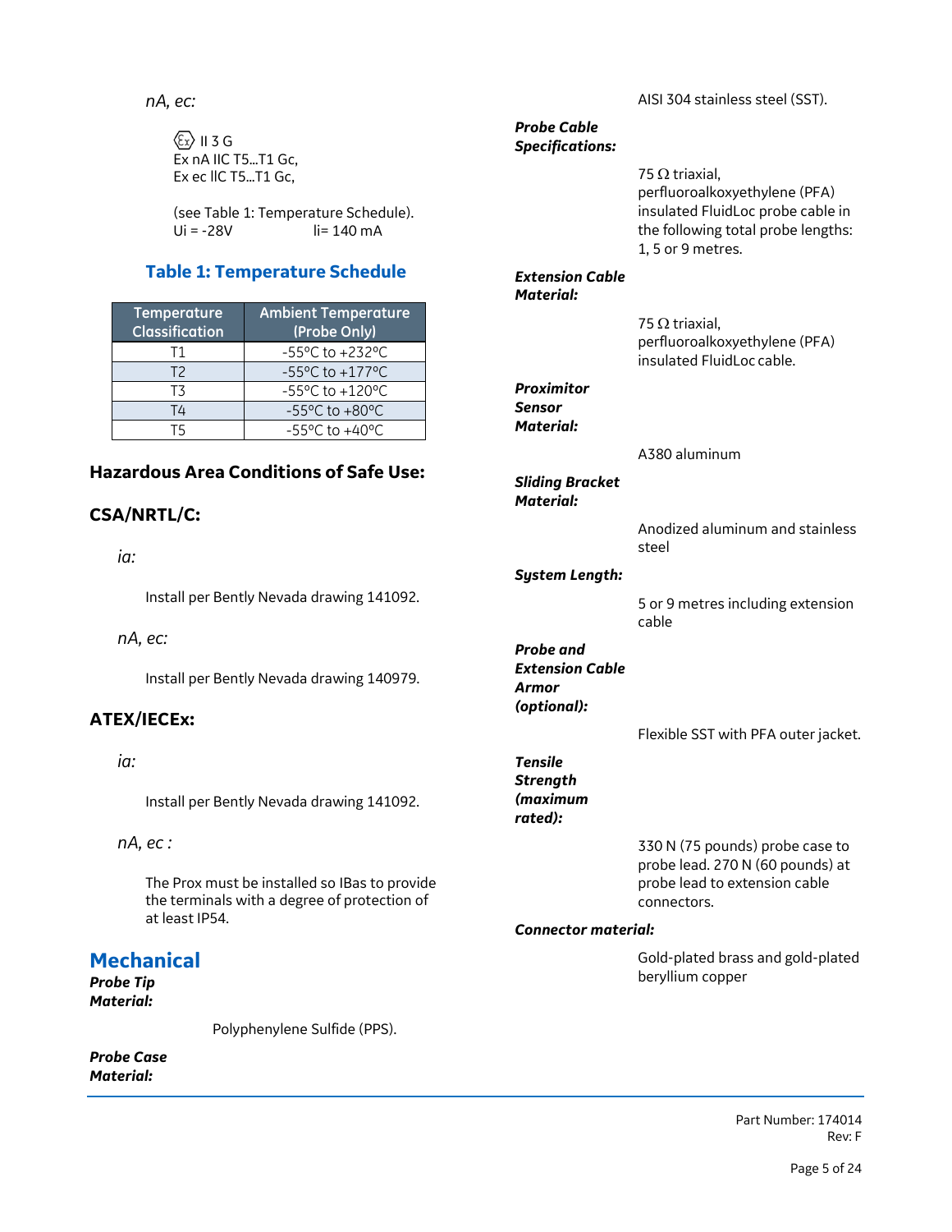*nA, ec:*

Ⓔx II 3 G
Ex nA IIC T5...T1 Gc,
Ex ec IIC T5...T1 Gc,

(see Table 1: Temperature Schedule).
Ui = -28V li= 140 mA

### Table 1: Temperature Schedule

| Temperature Classification | Ambient Temperature (Probe Only) |
|---|---|
| T1 | -55°C to +232°C |
| T2 | -55°C to +177°C |
| T3 | -55°C to +120°C |
| T4 | -55°C to +80°C |
| T5 | -55°C to +40°C |

### Hazardous Area Conditions of Safe Use:

### CSA/NRTL/C:

*ia:*

Install per Bently Nevada drawing 141092.

*nA, ec:*

Install per Bently Nevada drawing 140979.

### ATEX/IECEx:

*ia:*

Install per Bently Nevada drawing 141092.

*nA, ec :*

The Prox must be installed so IBas to provide the terminals with a degree of protection of at least IP54.

## Mechanical

***Probe Tip Material:***

Polyphenylene Sulfide (PPS).

***Probe Case Material:***

AISI 304 stainless steel (SST).

***Probe Cable Specifications:***

75 Ω triaxial, perfluoroalkoxyethylene (PFA) insulated FluidLoc probe cable in the following total probe lengths: 1, 5 or 9 metres.

***Extension Cable Material:***

75 Ω triaxial, perfluoroalkoxyethylene (PFA) insulated FluidLoc cable.

***Proximitor Sensor Material:***

A380 aluminum

***Sliding Bracket Material:***

Anodized aluminum and stainless steel

***System Length:***

5 or 9 metres including extension cable

***Probe and Extension Cable Armor (optional):***

Flexible SST with PFA outer jacket.

***Tensile Strength (maximum rated):***

330 N (75 pounds) probe case to probe lead. 270 N (60 pounds) at probe lead to extension cable connectors.

***Connector material:***

Gold-plated brass and gold-plated beryllium copper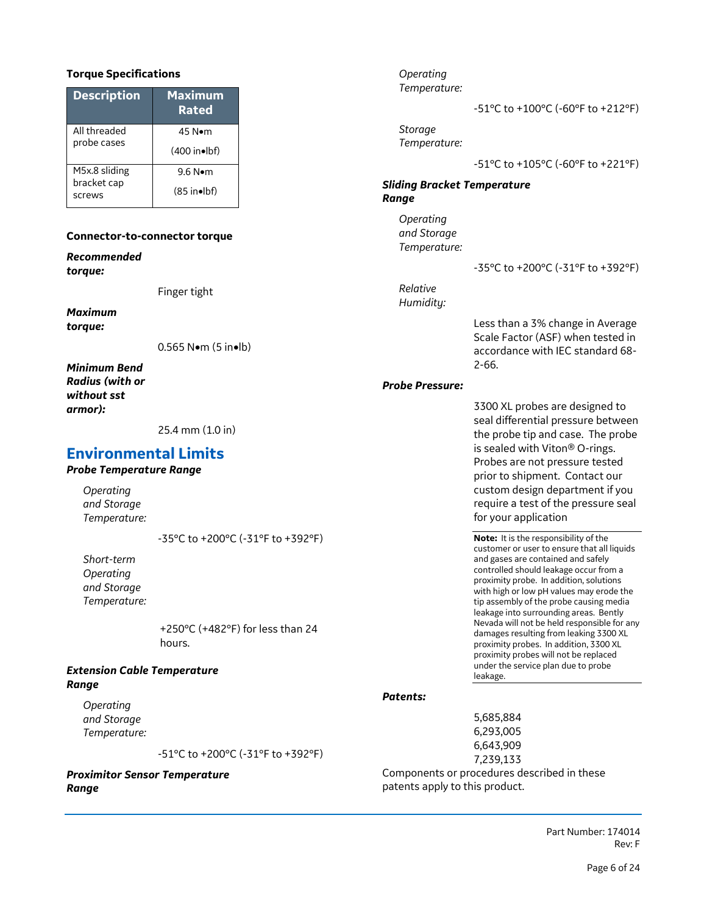**Torque Specifications**

| Description | Maximum Rated |
|---|---|
| All threaded probe cases | 45 N•m (400 in•lbf) |
| M5x.8 sliding bracket cap screws | 9.6 N•m (85 in•lbf) |

**Connector-to-connector torque**

***Recommended torque:***

Finger tight

***Maximum torque:***

0.565 N•m (5 in•lb)

***Minimum Bend Radius (with or without sst armor):***

25.4 mm (1.0 in)

## Environmental Limits

***Probe Temperature Range***

*Operating and Storage Temperature:*

-35°C to +200°C (-31°F to +392°F)

*Short-term Operating and Storage Temperature:*

+250°C (+482°F) for less than 24 hours.

***Extension Cable Temperature Range***

*Operating and Storage Temperature:*

-51°C to +200°C (-31°F to +392°F)

***Proximitor Sensor Temperature Range***

*Operating Temperature:*

-51°C to +100°C (-60°F to +212°F)

*Storage Temperature:*

-51°C to +105°C (-60°F to +221°F)

***Sliding Bracket Temperature Range***

*Operating and Storage Temperature:*

-35°C to +200°C (-31°F to +392°F)

*Relative Humidity:*

Less than a 3% change in Average Scale Factor (ASF) when tested in accordance with IEC standard 68-2-66.

***Probe Pressure:***

3300 XL probes are designed to seal differential pressure between the probe tip and case. The probe is sealed with Viton® O-rings. Probes are not pressure tested prior to shipment. Contact our custom design department if you require a test of the pressure seal for your application

**Note:** It is the responsibility of the customer or user to ensure that all liquids and gases are contained and safely controlled should leakage occur from a proximity probe. In addition, solutions with high or low pH values may erode the tip assembly of the probe causing media leakage into surrounding areas. Bently Nevada will not be held responsible for any damages resulting from leaking 3300 XL proximity probes. In addition, 3300 XL proximity probes will not be replaced under the service plan due to probe leakage.

***Patents:***

5,685,884
6,293,005
6,643,909
7,239,133

Components or procedures described in these patents apply to this product.

Part Number: 174014
Rev: F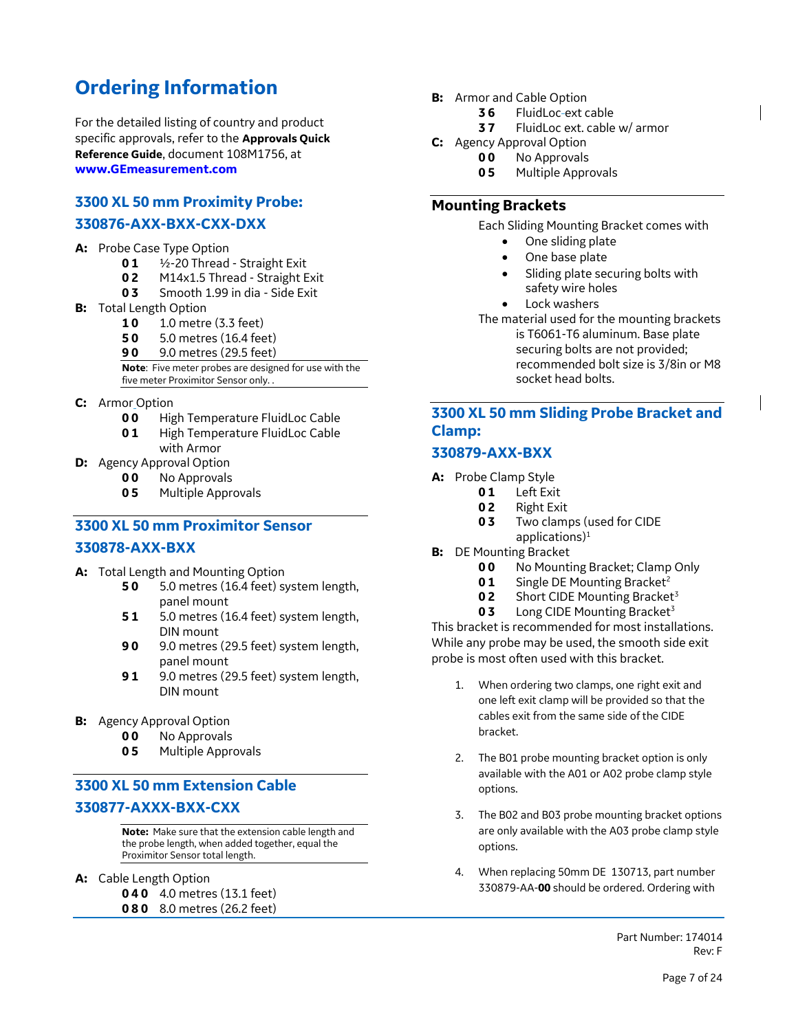# Ordering Information

For the detailed listing of country and product specific approvals, refer to the **Approvals Quick Reference Guide**, document 108M1756, at **www.GEmeasurement.com**

## 3300 XL 50 mm Proximity Probe: 330876-AXX-BXX-CXX-DXX

**A:** Probe Case Type Option

- **01** ½-20 Thread - Straight Exit
- **02** M14x1.5 Thread - Straight Exit
- **03** Smooth 1.99 in dia - Side Exit

**B:** Total Length Option

- **10** 1.0 metre (3.3 feet)
- **50** 5.0 metres (16.4 feet)
- **90** 9.0 metres (29.5 feet)

**Note**: Five meter probes are designed for use with the five meter Proximitor Sensor only. .

**C:** Armor Option

- **00** High Temperature FluidLoc Cable
- **01** High Temperature FluidLoc Cable with Armor

**D:** Agency Approval Option

- **00** No Approvals
- **05** Multiple Approvals

## 3300 XL 50 mm Proximitor Sensor 330878-AXX-BXX

**A:** Total Length and Mounting Option

- **50** 5.0 metres (16.4 feet) system length, panel mount
- **51** 5.0 metres (16.4 feet) system length, DIN mount
- **90** 9.0 metres (29.5 feet) system length, panel mount
- **91** 9.0 metres (29.5 feet) system length, DIN mount

**B:** Agency Approval Option

- **00** No Approvals
- **05** Multiple Approvals

## 3300 XL 50 mm Extension Cable 330877-AXXX-BXX-CXX

**Note:** Make sure that the extension cable length and the probe length, when added together, equal the Proximitor Sensor total length.

**A:** Cable Length Option

- **040** 4.0 metres (13.1 feet)
- **080** 8.0 metres (26.2 feet)

**B:** Armor and Cable Option

- **36** FluidLoc ext cable
- **37** FluidLoc ext. cable w/ armor

**C:** Agency Approval Option

- **00** No Approvals
- **05** Multiple Approvals

## Mounting Brackets

Each Sliding Mounting Bracket comes with

- One sliding plate
- One base plate
- Sliding plate securing bolts with safety wire holes
- Lock washers

The material used for the mounting brackets is T6061-T6 aluminum. Base plate securing bolts are not provided; recommended bolt size is 3/8in or M8 socket head bolts.

## 3300 XL 50 mm Sliding Probe Bracket and Clamp: 330879-AXX-BXX

**A:** Probe Clamp Style

- **01** Left Exit
- **02** Right Exit
- **03** Two clamps (used for CIDE applications)[1]

**B:** DE Mounting Bracket

- **00** No Mounting Bracket; Clamp Only
- **01** Single DE Mounting Bracket[2]
- **02** Short CIDE Mounting Bracket[3]
- **03** Long CIDE Mounting Bracket[3]

This bracket is recommended for most installations. While any probe may be used, the smooth side exit probe is most often used with this bracket.

1. When ordering two clamps, one right exit and one left exit clamp will be provided so that the cables exit from the same side of the CIDE bracket.
2. The B01 probe mounting bracket option is only available with the A01 or A02 probe clamp style options.
3. The B02 and B03 probe mounting bracket options are only available with the A03 probe clamp style options.
4. When replacing 50mm DE 130713, part number 330879-AA-**00** should be ordered. Ordering with

Part Number: 174014
Rev: F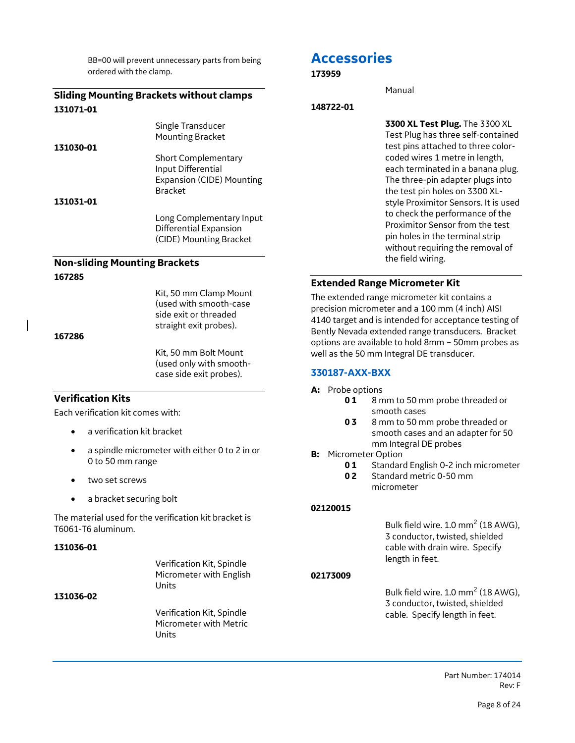BB=00 will prevent unnecessary parts from being ordered with the clamp.

### Sliding Mounting Brackets without clamps

**131071-01**

Single Transducer Mounting Bracket

**131030-01**

Short Complementary Input Differential Expansion (CIDE) Mounting Bracket

**131031-01**

Long Complementary Input Differential Expansion (CIDE) Mounting Bracket

### Non-sliding Mounting Brackets

**167285**

Kit, 50 mm Clamp Mount (used with smooth-case side exit or threaded straight exit probes).

**167286**

Kit, 50 mm Bolt Mount (used only with smooth-case side exit probes).

### Verification Kits

Each verification kit comes with:

- a verification kit bracket
- a spindle micrometer with either 0 to 2 in or 0 to 50 mm range
- two set screws
- a bracket securing bolt

The material used for the verification kit bracket is T6061-T6 aluminum.

**131036-01**

Verification Kit, Spindle Micrometer with English Units

**131036-02**

Verification Kit, Spindle Micrometer with Metric Units

## Accessories

**173959**

Manual

**148722-01**

**3300 XL Test Plug.** The 3300 XL Test Plug has three self-contained test pins attached to three color-coded wires 1 metre in length, each terminated in a banana plug. The three-pin adapter plugs into the test pin holes on 3300 XL-style Proximitor Sensors. It is used to check the performance of the Proximitor Sensor from the test pin holes in the terminal strip without requiring the removal of the field wiring.

### Extended Range Micrometer Kit

The extended range micrometer kit contains a precision micrometer and a 100 mm (4 inch) AISI 4140 target and is intended for acceptance testing of Bently Nevada extended range transducers. Bracket options are available to hold 8mm – 50mm probes as well as the 50 mm Integral DE transducer.

### 330187-AXX-BXX

**A:** Probe options

- **01** 8 mm to 50 mm probe threaded or smooth cases
- **03** 8 mm to 50 mm probe threaded or smooth cases and an adapter for 50 mm Integral DE probes

**B:** Micrometer Option

- **01** Standard English 0-2 inch micrometer
- **02** Standard metric 0-50 mm micrometer

**02120015**

Bulk field wire. 1.0 $mm^2$ (18 AWG), 3 conductor, twisted, shielded cable with drain wire. Specify length in feet.

**02173009**

Bulk field wire. 1.0 $mm^2$ (18 AWG), 3 conductor, twisted, shielded cable. Specify length in feet.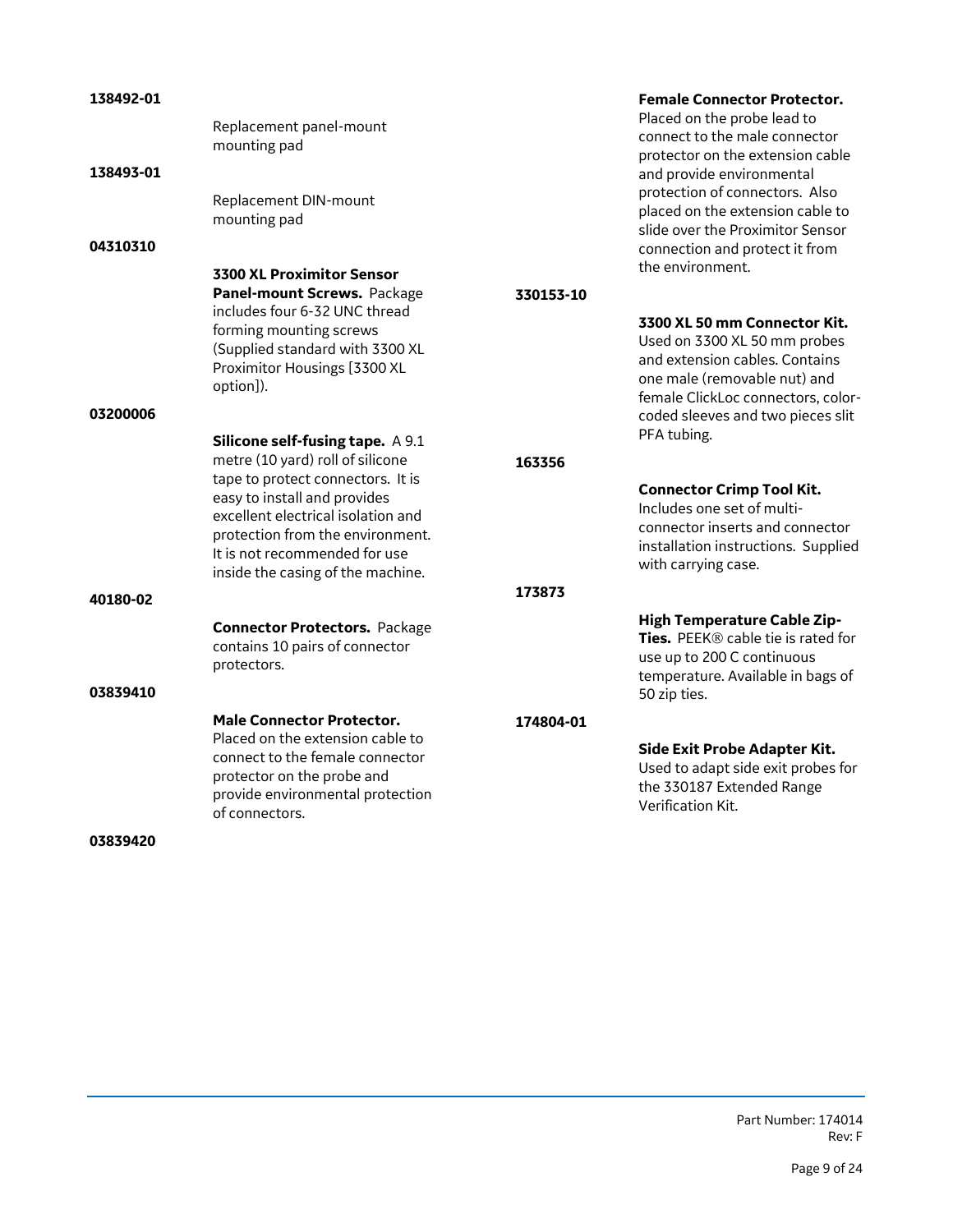**138492-01**

Replacement panel-mount mounting pad

**138493-01**

Replacement DIN-mount mounting pad

**04310310**

**3300 XL Proximitor Sensor Panel-mount Screws.** Package includes four 6-32 UNC thread forming mounting screws (Supplied standard with 3300 XL Proximitor Housings [3300 XL option]).

**03200006**

**Silicone self-fusing tape.** A 9.1 metre (10 yard) roll of silicone tape to protect connectors. It is easy to install and provides excellent electrical isolation and protection from the environment. It is not recommended for use inside the casing of the machine.

**40180-02**

**Connector Protectors.** Package contains 10 pairs of connector protectors.

**03839410**

**Male Connector Protector.** Placed on the extension cable to connect to the female connector protector on the probe and provide environmental protection of connectors.

**03839420**

**Female Connector Protector.** Placed on the probe lead to connect to the male connector protector on the extension cable and provide environmental protection of connectors. Also placed on the extension cable to slide over the Proximitor Sensor connection and protect it from the environment.

**330153-10**

**3300 XL 50 mm Connector Kit.** Used on 3300 XL 50 mm probes and extension cables. Contains one male (removable nut) and female ClickLoc connectors, color-coded sleeves and two pieces slit PFA tubing.

**163356**

**Connector Crimp Tool Kit.** Includes one set of multi-connector inserts and connector installation instructions. Supplied with carrying case.

**173873**

**High Temperature Cable Zip-Ties.** PEEK® cable tie is rated for use up to 200 C continuous temperature. Available in bags of 50 zip ties.

**174804-01**

**Side Exit Probe Adapter Kit.** Used to adapt side exit probes for the 330187 Extended Range Verification Kit.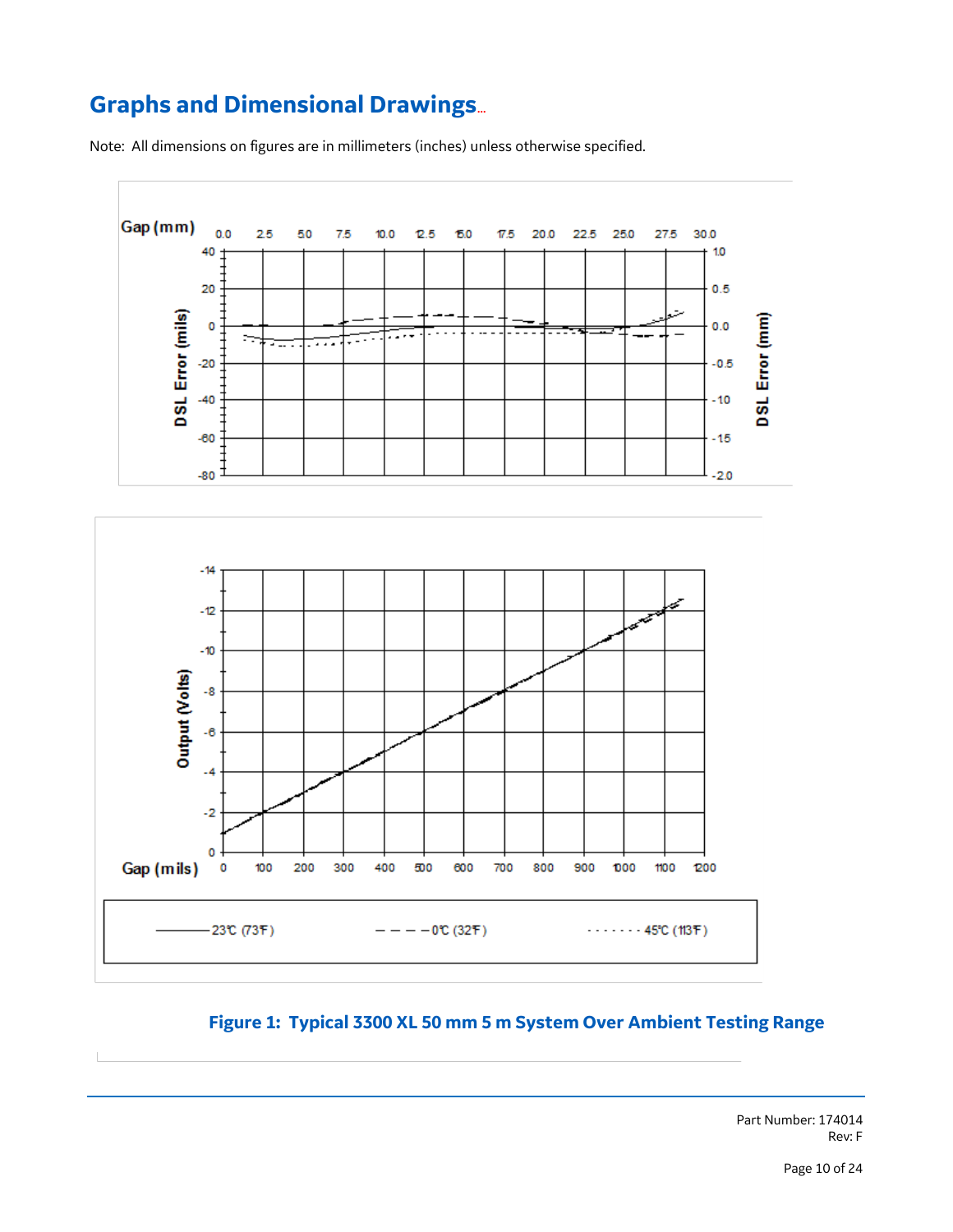## Graphs and Dimensional Drawings...

Note: All dimensions on figures are in millimeters (inches) unless otherwise specified.

**Figure 1: Typical 3300 XL 50 mm 5 m System Over Ambient Testing Range**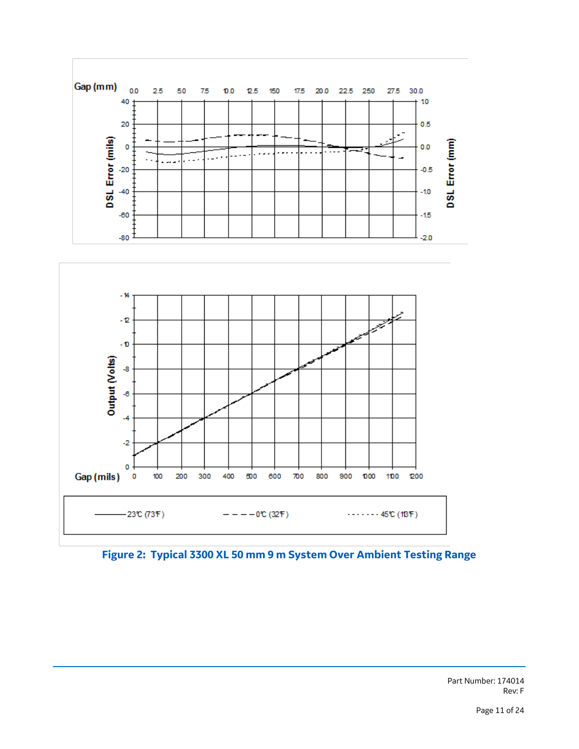Gap (mm)

DSL Error (mils)

DSL Error (mm)

Output (Volts)

Gap (mils)

23°C (73°F) &nbsp;&nbsp;&nbsp; 0°C (32°F) &nbsp;&nbsp;&nbsp; 45°C (113°F)

**Figure 2: Typical 3300 XL 50 mm 9 m System Over Ambient Testing Range**

Part Number: 174014
Rev: F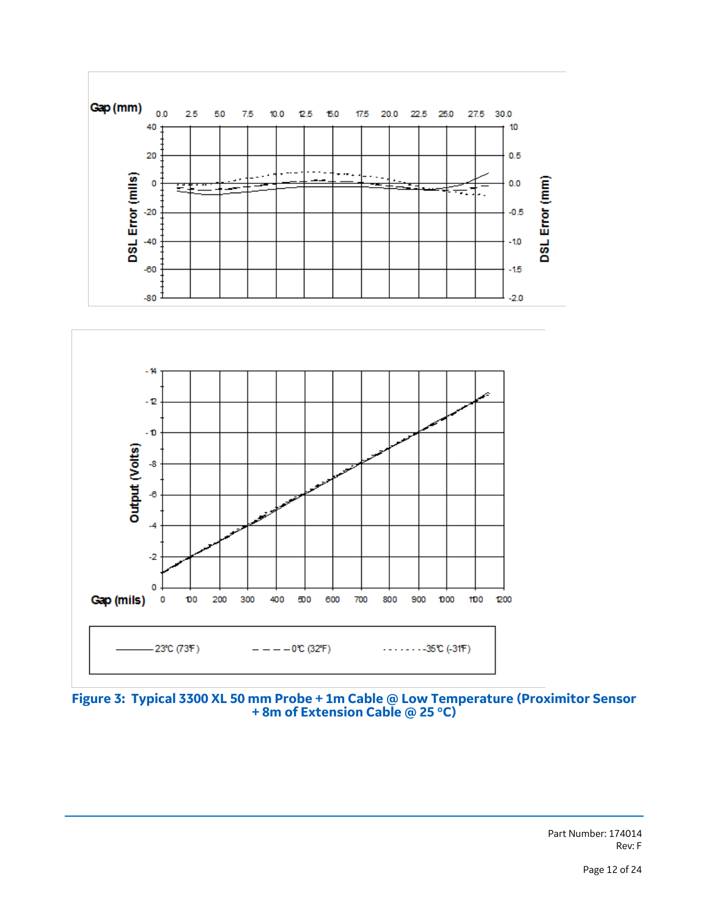Figure 3: Typical 3300 XL 50 mm Probe + 1m Cable @ Low Temperature (Proximitor Sensor + 8m of Extension Cable @ 25 °C)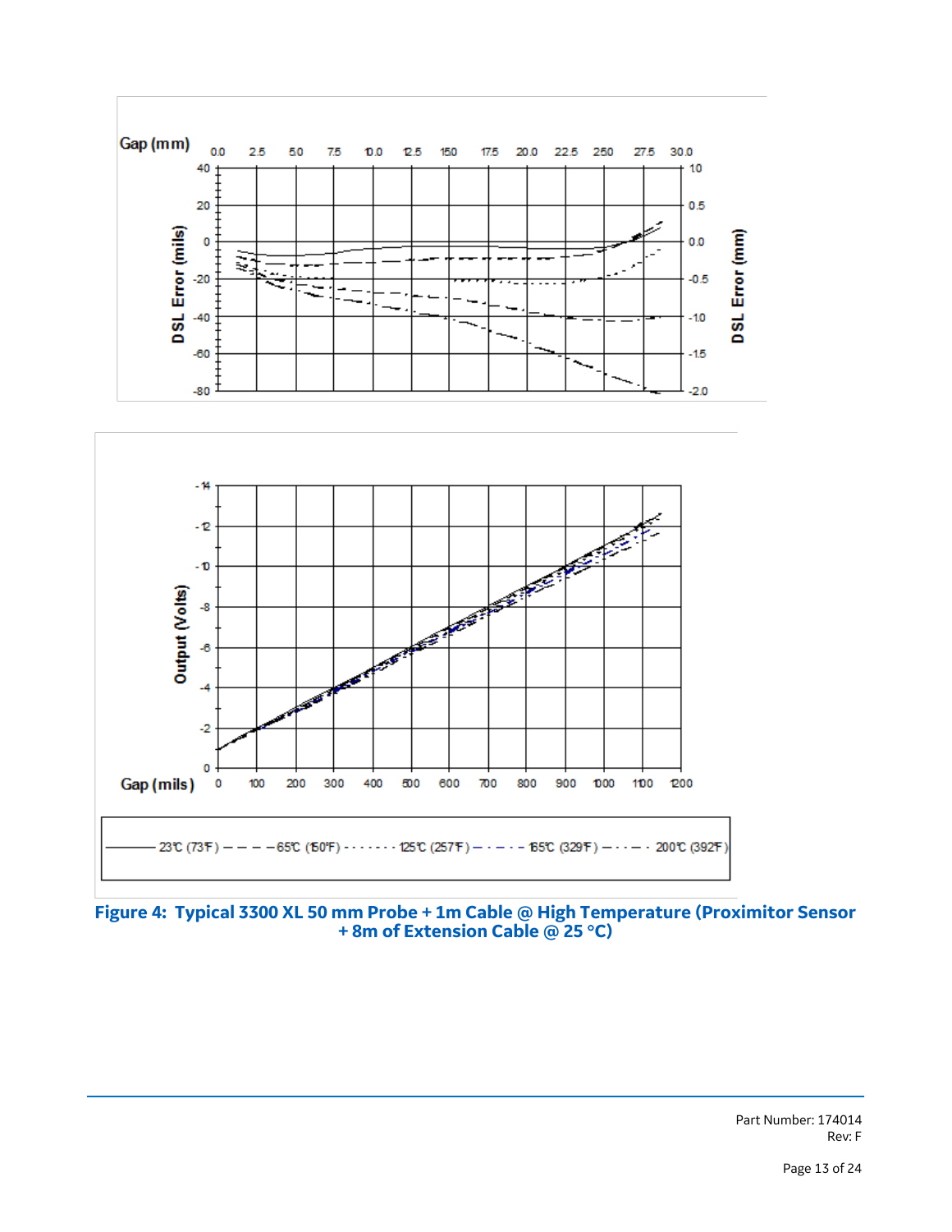Figure 4: Typical 3300 XL 50 mm Probe + 1m Cable @ High Temperature (Proximitor Sensor + 8m of Extension Cable @ 25 °C)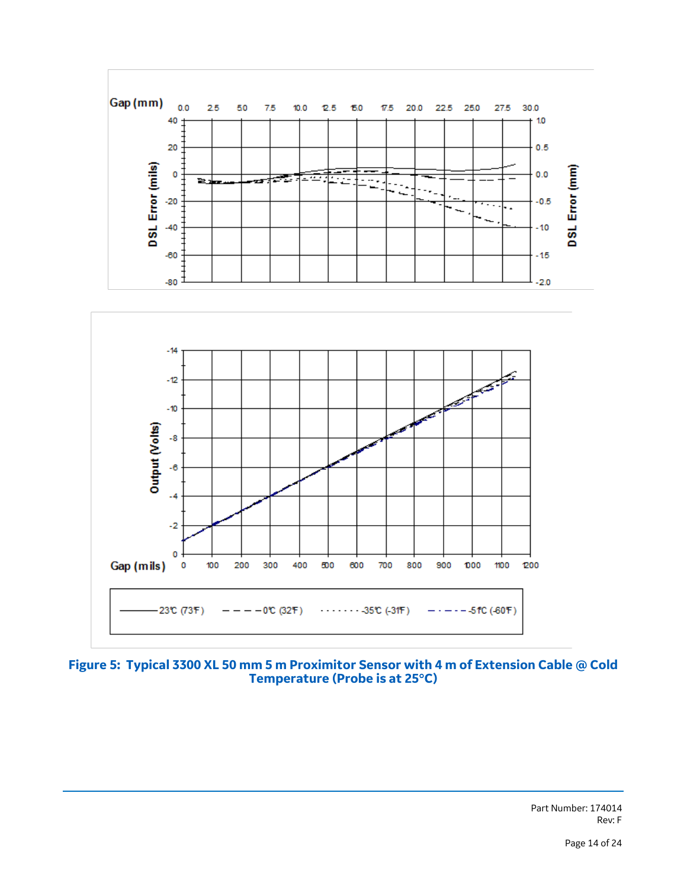**Figure 5: Typical 3300 XL 50 mm 5 m Proximitor Sensor with 4 m of Extension Cable @ Cold Temperature (Probe is at 25°C)**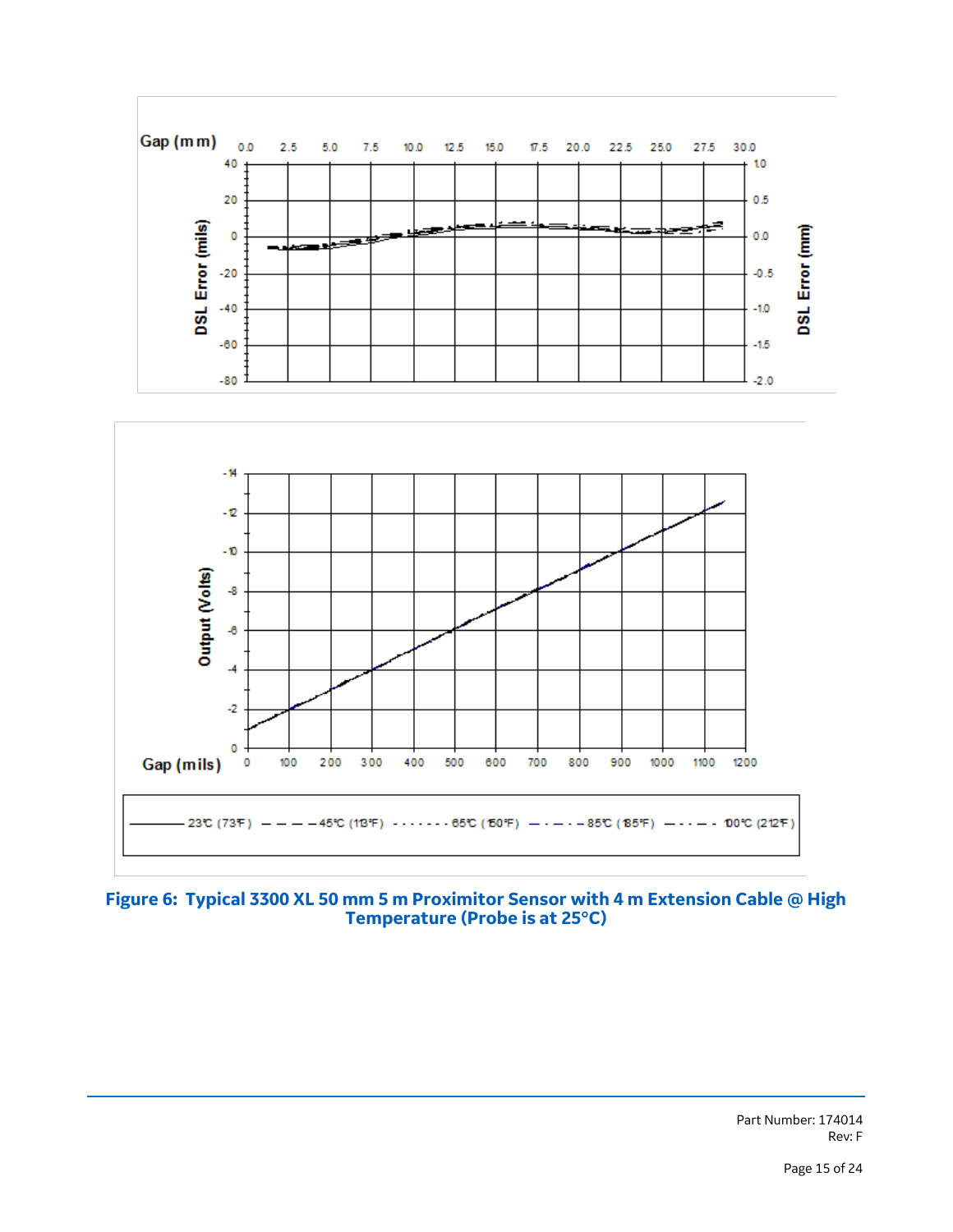Figure 6: Typical 3300 XL 50 mm 5 m Proximitor Sensor with 4 m Extension Cable @ High Temperature (Probe is at 25°C)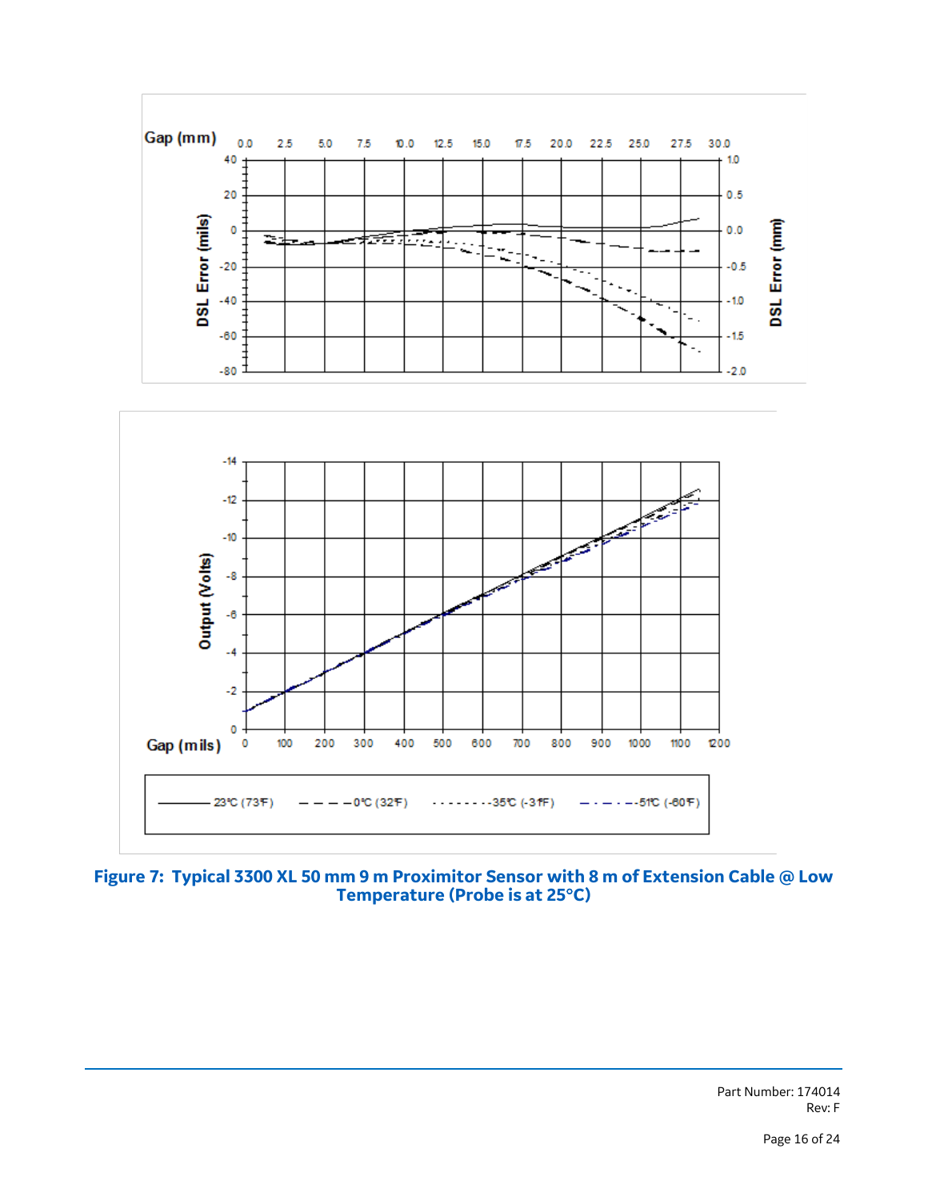**Figure 7: Typical 3300 XL 50 mm 9 m Proximitor Sensor with 8 m of Extension Cable @ Low Temperature (Probe is at 25°C)**

Part Number: 174014
Rev: F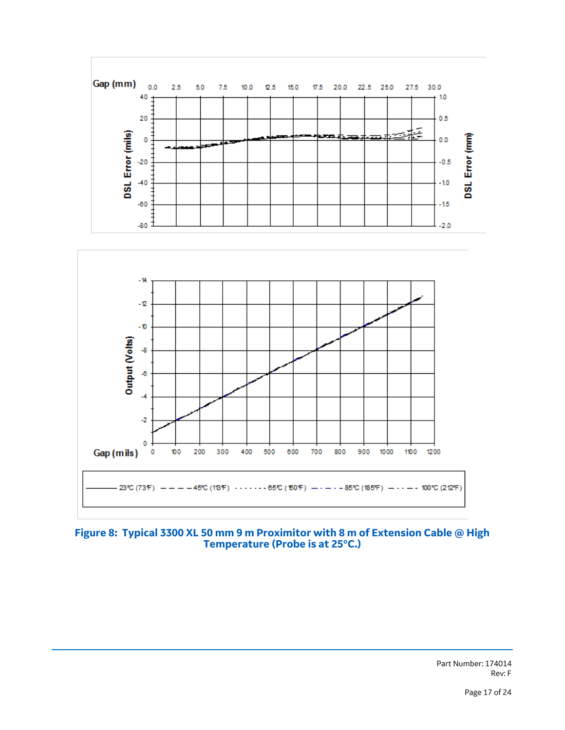Gap (mm) 0.0 2.5 5.0 7.5 10.0 12.5 15.0 17.5 20.0 22.5 25.0 27.5 30.0

DSL Error (mils) 40 20 0 -20 -40 -60 -80

DSL Error (mm) 1.0 0.5 0.0 -0.5 -1.0 -1.5 -2.0

Output (Volts) -14 -12 -10 -8 -6 -4 -2 0

Gap (mils) 0 100 200 300 400 500 600 700 800 900 1000 1100 1200

23°C (73°F) — 45°C (113°F) — 65°C (150°F) — 85°C (185°F) — 100°C (212°F)

**Figure 8: Typical 3300 XL 50 mm 9 m Proximitor with 8 m of Extension Cable @ High Temperature (Probe is at 25°C.)**

Part Number: 174014
Rev: F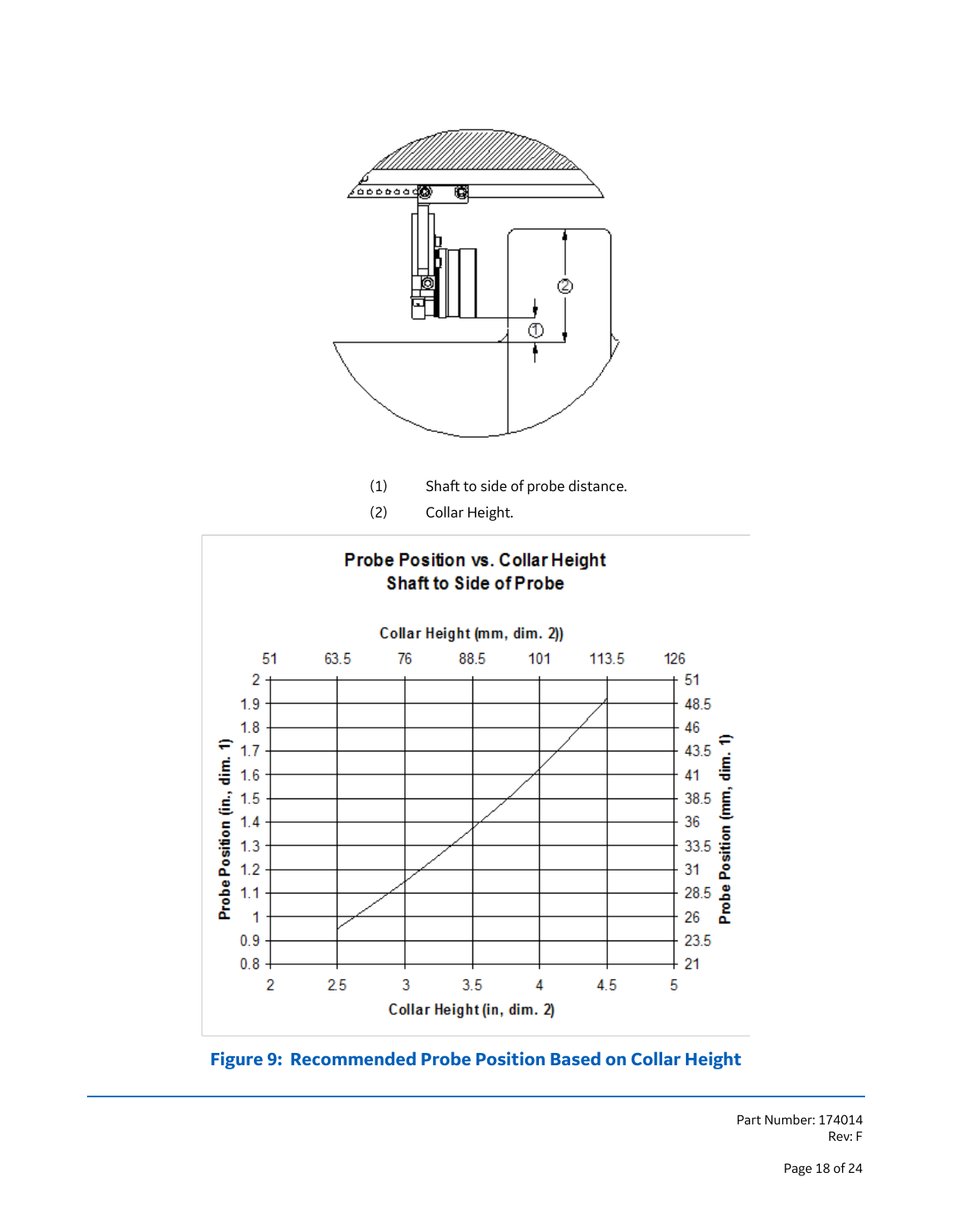(1) Shaft to side of probe distance.

(2) Collar Height.

Figure 9: Recommended Probe Position Based on Collar Height

Part Number: 174014
Rev: F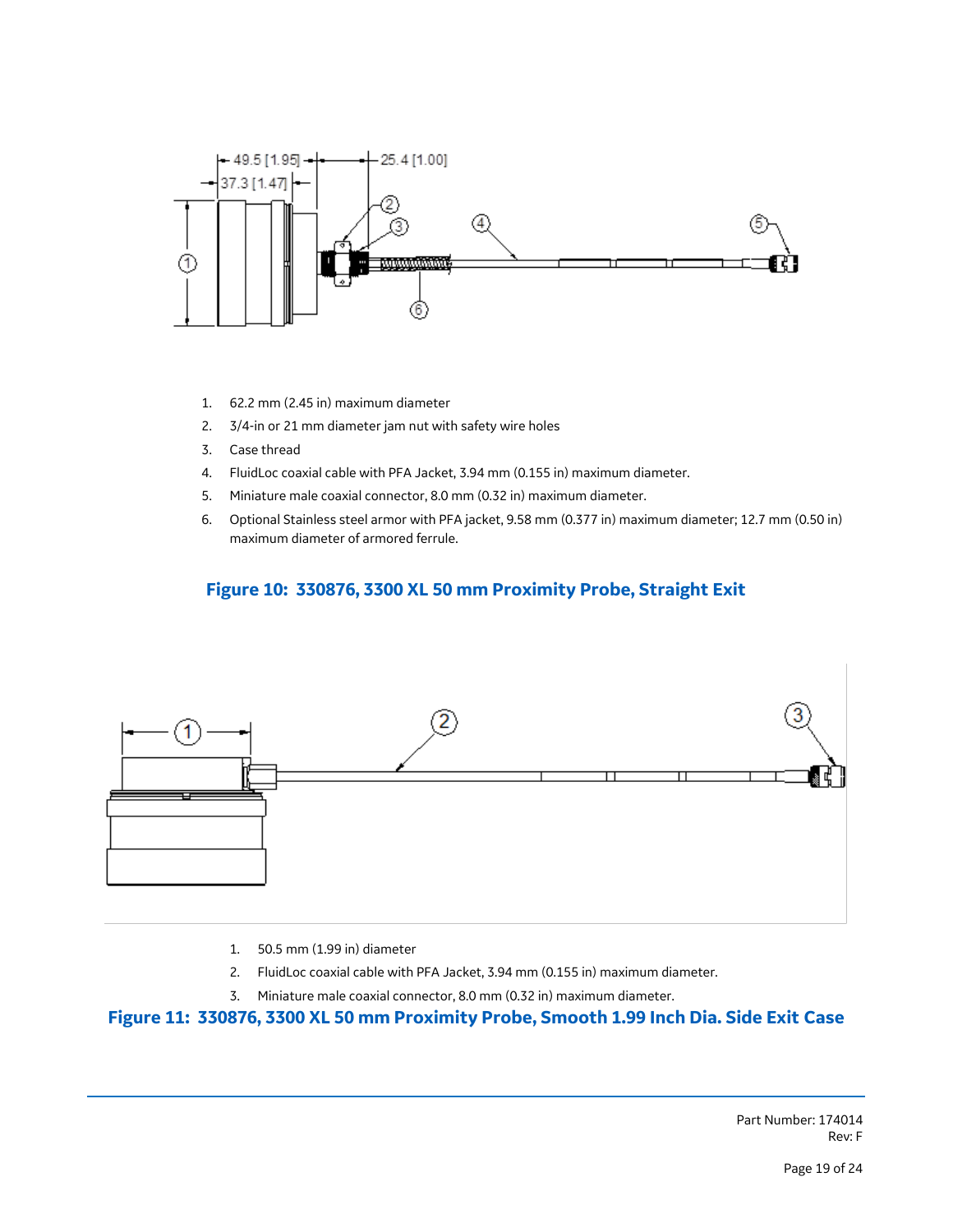1. 62.2 mm (2.45 in) maximum diameter
2. 3/4-in or 21 mm diameter jam nut with safety wire holes
3. Case thread
4. FluidLoc coaxial cable with PFA Jacket, 3.94 mm (0.155 in) maximum diameter.
5. Miniature male coaxial connector, 8.0 mm (0.32 in) maximum diameter.
6. Optional Stainless steel armor with PFA jacket, 9.58 mm (0.377 in) maximum diameter; 12.7 mm (0.50 in) maximum diameter of armored ferrule.

**Figure 10: 330876, 3300 XL 50 mm Proximity Probe, Straight Exit**

1. 50.5 mm (1.99 in) diameter
2. FluidLoc coaxial cable with PFA Jacket, 3.94 mm (0.155 in) maximum diameter.
3. Miniature male coaxial connector, 8.0 mm (0.32 in) maximum diameter.

**Figure 11: 330876, 3300 XL 50 mm Proximity Probe, Smooth 1.99 Inch Dia. Side Exit Case**

Part Number: 174014
Rev: F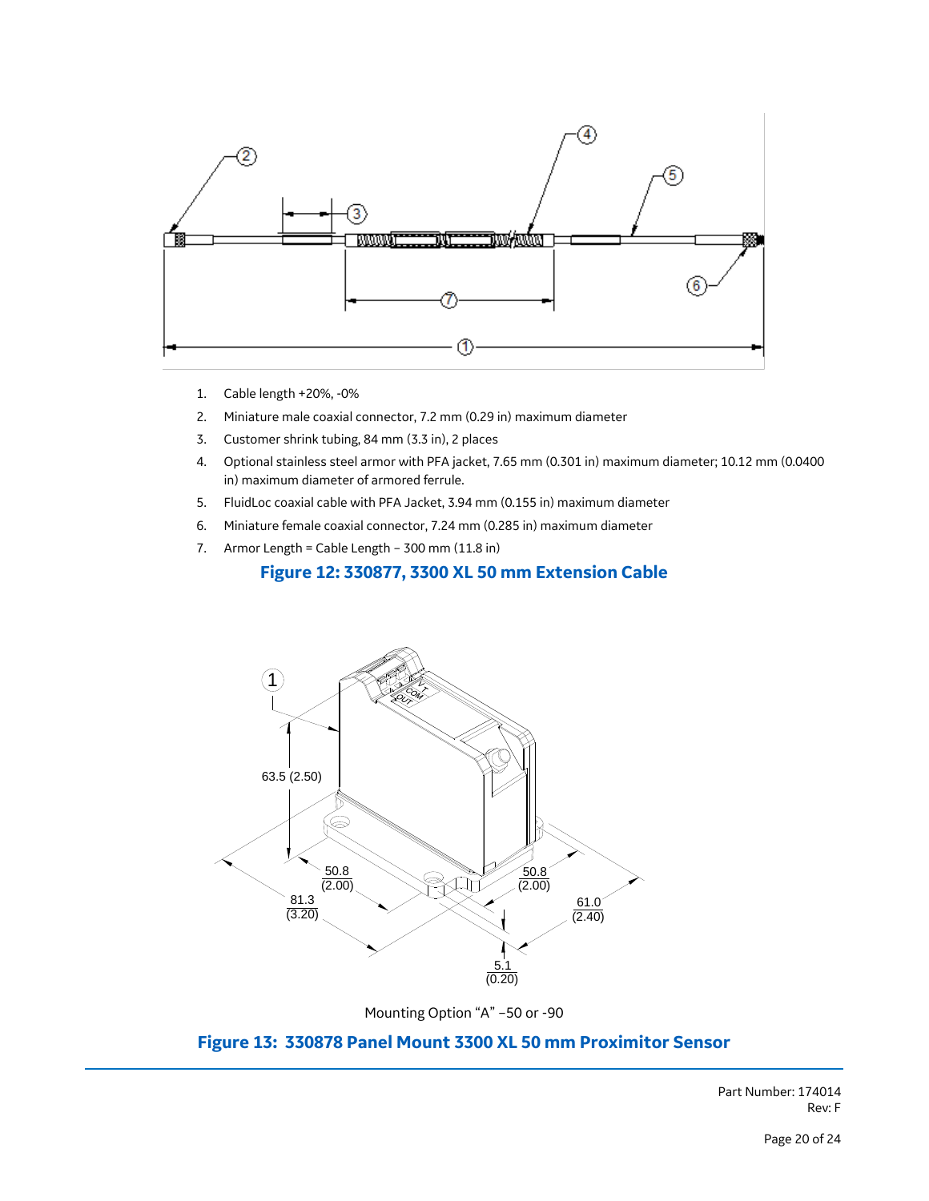1. Cable length +20%, -0%
2. Miniature male coaxial connector, 7.2 mm (0.29 in) maximum diameter
3. Customer shrink tubing, 84 mm (3.3 in), 2 places
4. Optional stainless steel armor with PFA jacket, 7.65 mm (0.301 in) maximum diameter; 10.12 mm (0.0400 in) maximum diameter of armored ferrule.
5. FluidLoc coaxial cable with PFA Jacket, 3.94 mm (0.155 in) maximum diameter
6. Miniature female coaxial connector, 7.24 mm (0.285 in) maximum diameter
7. Armor Length = Cable Length – 300 mm (11.8 in)

**Figure 12: 330877, 3300 XL 50 mm Extension Cable**

Mounting Option "A" –50 or -90

**Figure 13: 330878 Panel Mount 3300 XL 50 mm Proximitor Sensor**

Part Number: 174014
Rev: F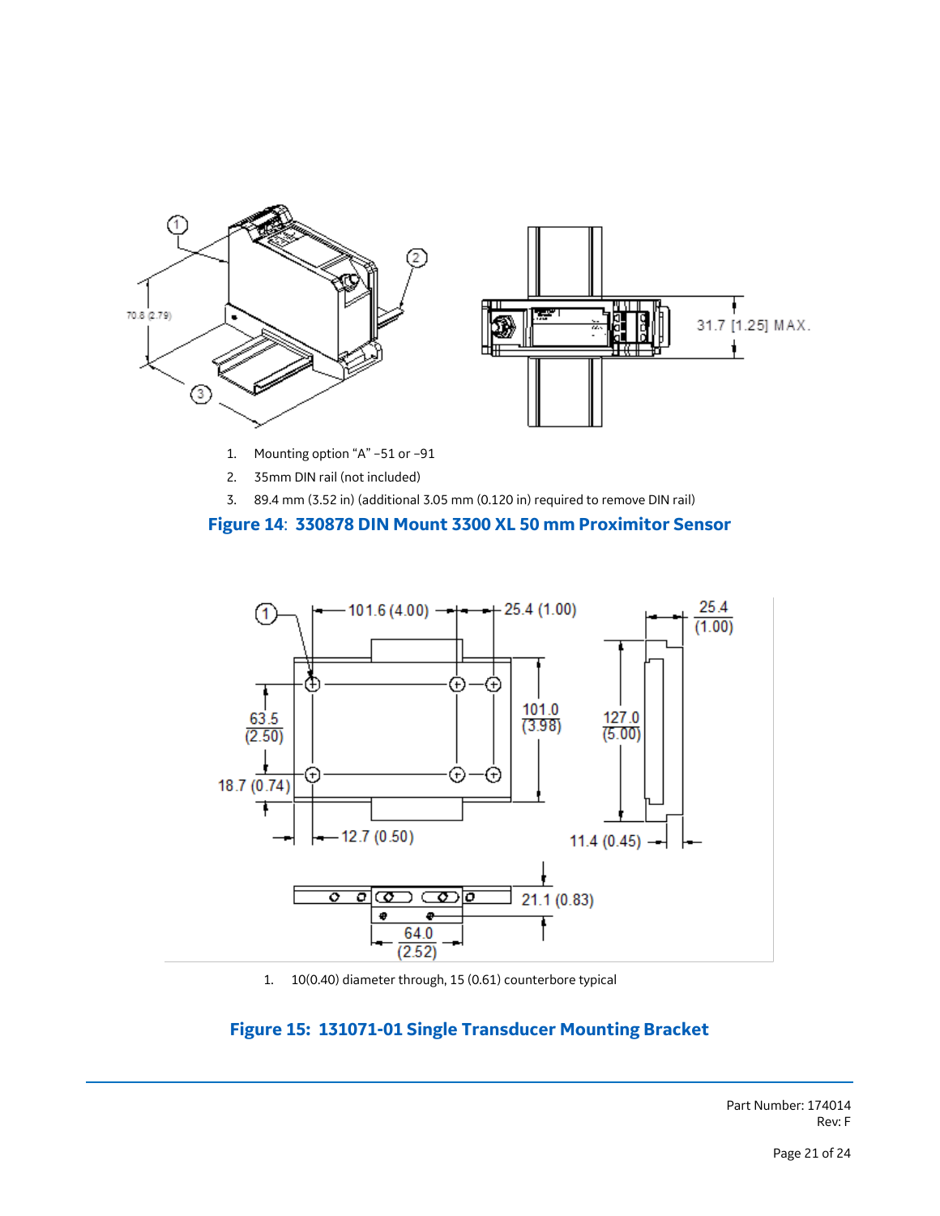1. Mounting option “A” −51 or −91
2. 35mm DIN rail (not included)
3. 89.4 mm (3.52 in) (additional 3.05 mm (0.120 in) required to remove DIN rail)

**Figure 14: 330878 DIN Mount 3300 XL 50 mm Proximitor Sensor**

1. 10(0.40) diameter through, 15 (0.61) counterbore typical

**Figure 15: 131071-01 Single Transducer Mounting Bracket**

Part Number: 174014
Rev: F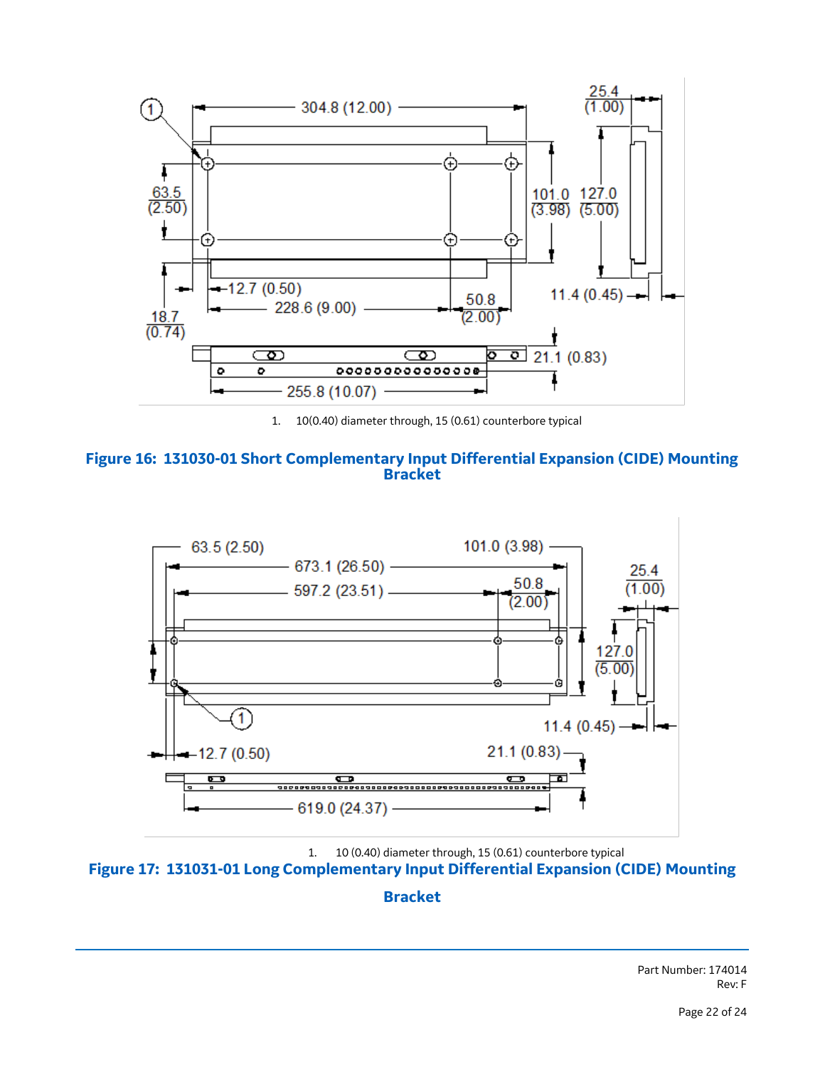1. 10(0.40) diameter through, 15 (0.61) counterbore typical

**Figure 16: 131030-01 Short Complementary Input Differential Expansion (CIDE) Mounting Bracket**

1. 10 (0.40) diameter through, 15 (0.61) counterbore typical

**Figure 17: 131031-01 Long Complementary Input Differential Expansion (CIDE) Mounting Bracket**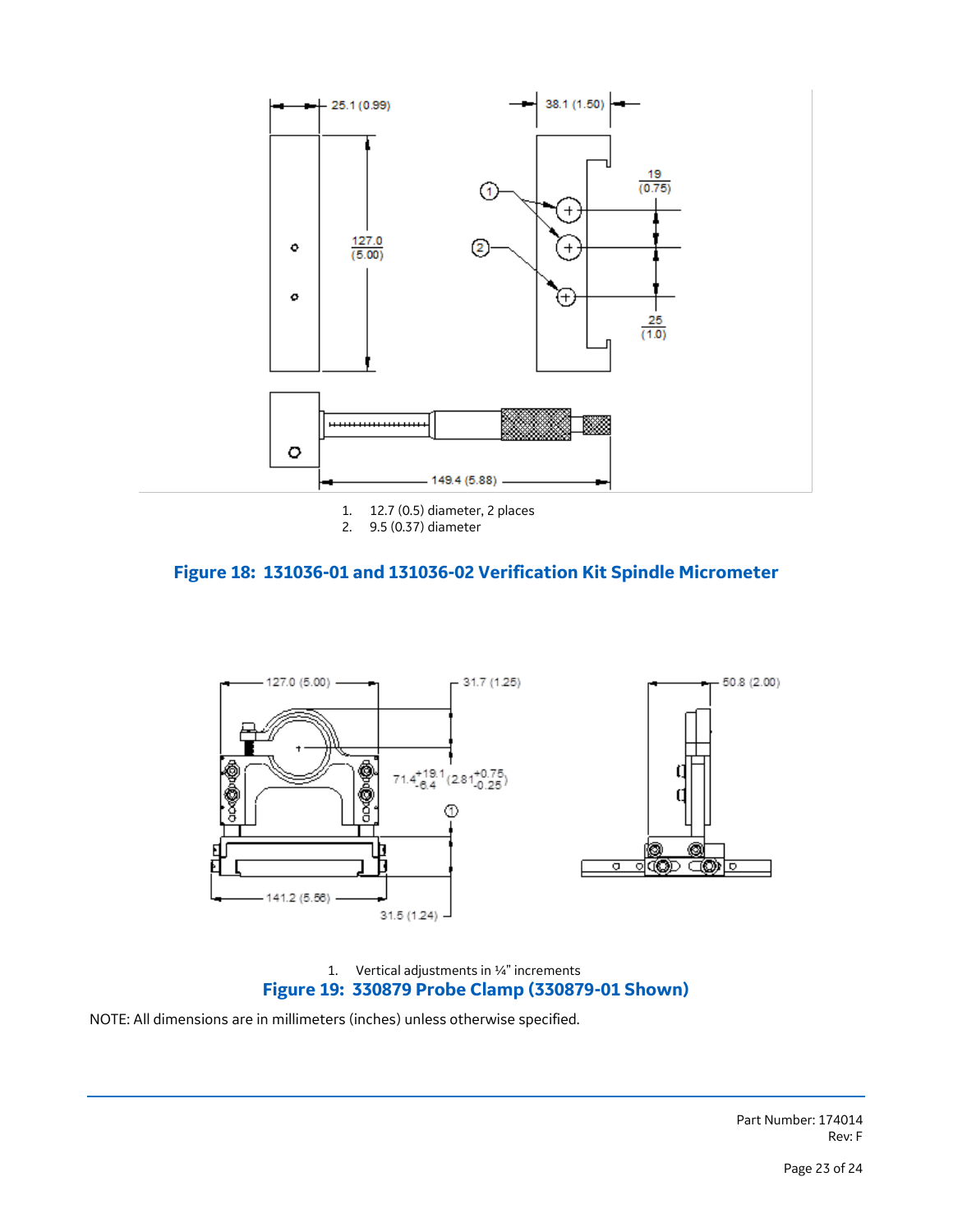1. 12.7 (0.5) diameter, 2 places
2. 9.5 (0.37) diameter

**Figure 18: 131036-01 and 131036-02 Verification Kit Spindle Micrometer**

1. Vertical adjustments in ¼" increments

**Figure 19: 330879 Probe Clamp (330879-01 Shown)**

NOTE: All dimensions are in millimeters (inches) unless otherwise specified.

Part Number: 174014
Rev: F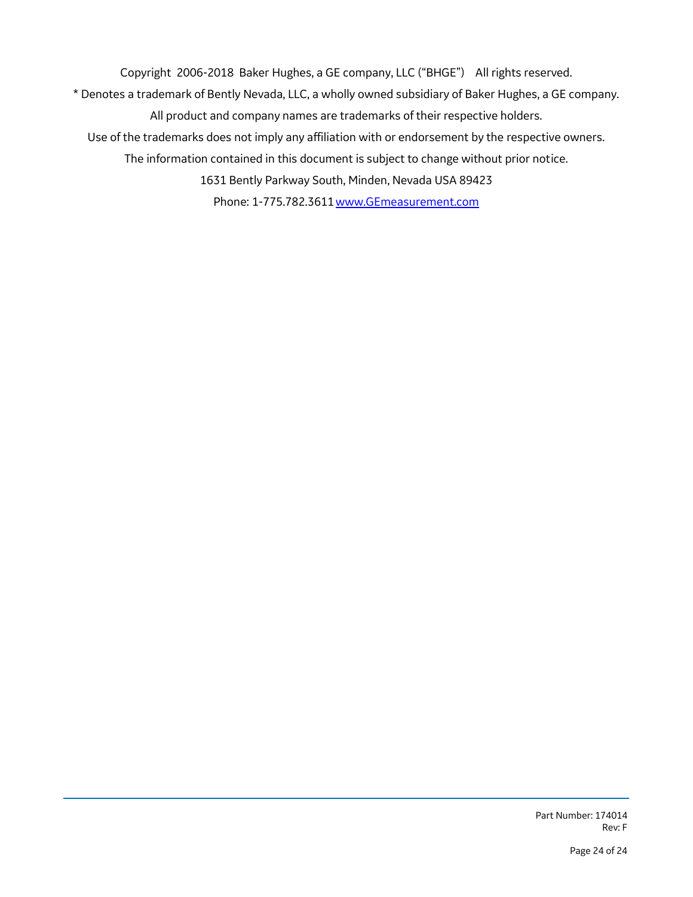Copyright 2006-2018 Baker Hughes, a GE company, LLC ("BHGE") All rights reserved.

* Denotes a trademark of Bently Nevada, LLC, a wholly owned subsidiary of Baker Hughes, a GE company.

All product and company names are trademarks of their respective holders.

Use of the trademarks does not imply any affiliation with or endorsement by the respective owners.

The information contained in this document is subject to change without prior notice.

1631 Bently Parkway South, Minden, Nevada USA 89423

Phone: 1-775.782.3611 www.GEmeasurement.com

Part Number: 174014
Rev: F